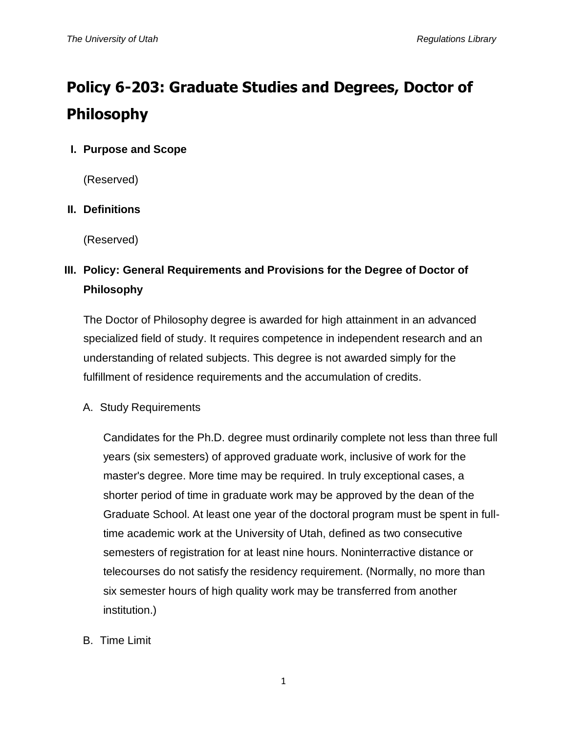# Policy 6-203: Graduate Studies and Degrees, Doctor of Philosophy

## I. Purpose and Scope

(Reserved)

## II. Definitions

(Reserved)

## III. Policy: General Requirements and Provisions for the Degree of Doctor of Philosophy

The Doctor of Philosophy degree is awarded for high attainment in an advanced specialized field of study. It requires competence in independent research and an understanding of related subjects. This degree is not awarded simply for the fulfillment of residence requirements and the accumulation of credits.

### A. Study Requirements

Candidates for the Ph.D. degree must ordinarily complete not less than three full years (six semesters) of approved graduate work, inclusive of work for the master's degree. More time may be required. In truly exceptional cases, a shorter period of time in graduate work may be approved by the dean of the Graduate School. At least one year of the doctoral program must be spent in full-time academic work at the University of Utah, defined as two consecutive semesters of registration for at least nine hours. Noninterractive distance or telecourses do not satisfy the residency requirement. (Normally, no more than six semester hours of high quality work may be transferred from another institution.)

### B. Time Limit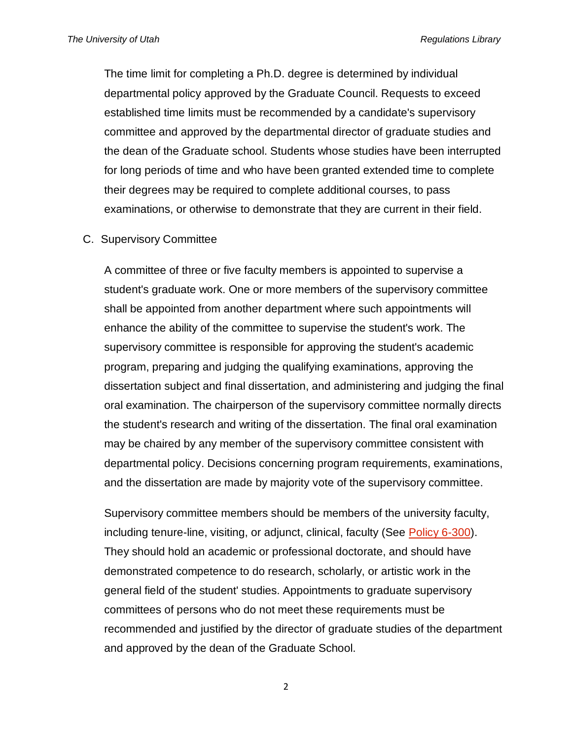The time limit for completing a Ph.D. degree is determined by individual departmental policy approved by the Graduate Council. Requests to exceed established time limits must be recommended by a candidate's supervisory committee and approved by the departmental director of graduate studies and the dean of the Graduate school. Students whose studies have been interrupted for long periods of time and who have been granted extended time to complete their degrees may be required to complete additional courses, to pass examinations, or otherwise to demonstrate that they are current in their field.

C. Supervisory Committee

A committee of three or five faculty members is appointed to supervise a student's graduate work. One or more members of the supervisory committee shall be appointed from another department where such appointments will enhance the ability of the committee to supervise the student's work. The supervisory committee is responsible for approving the student's academic program, preparing and judging the qualifying examinations, approving the dissertation subject and final dissertation, and administering and judging the final oral examination. The chairperson of the supervisory committee normally directs the student's research and writing of the dissertation. The final oral examination may be chaired by any member of the supervisory committee consistent with departmental policy. Decisions concerning program requirements, examinations, and the dissertation are made by majority vote of the supervisory committee.

Supervisory committee members should be members of the university faculty, including tenure-line, visiting, or adjunct, clinical, faculty (See [Policy 6-300](Policy 6-300)). They should hold an academic or professional doctorate, and should have demonstrated competence to do research, scholarly, or artistic work in the general field of the student' studies. Appointments to graduate supervisory committees of persons who do not meet these requirements must be recommended and justified by the director of graduate studies of the department and approved by the dean of the Graduate School.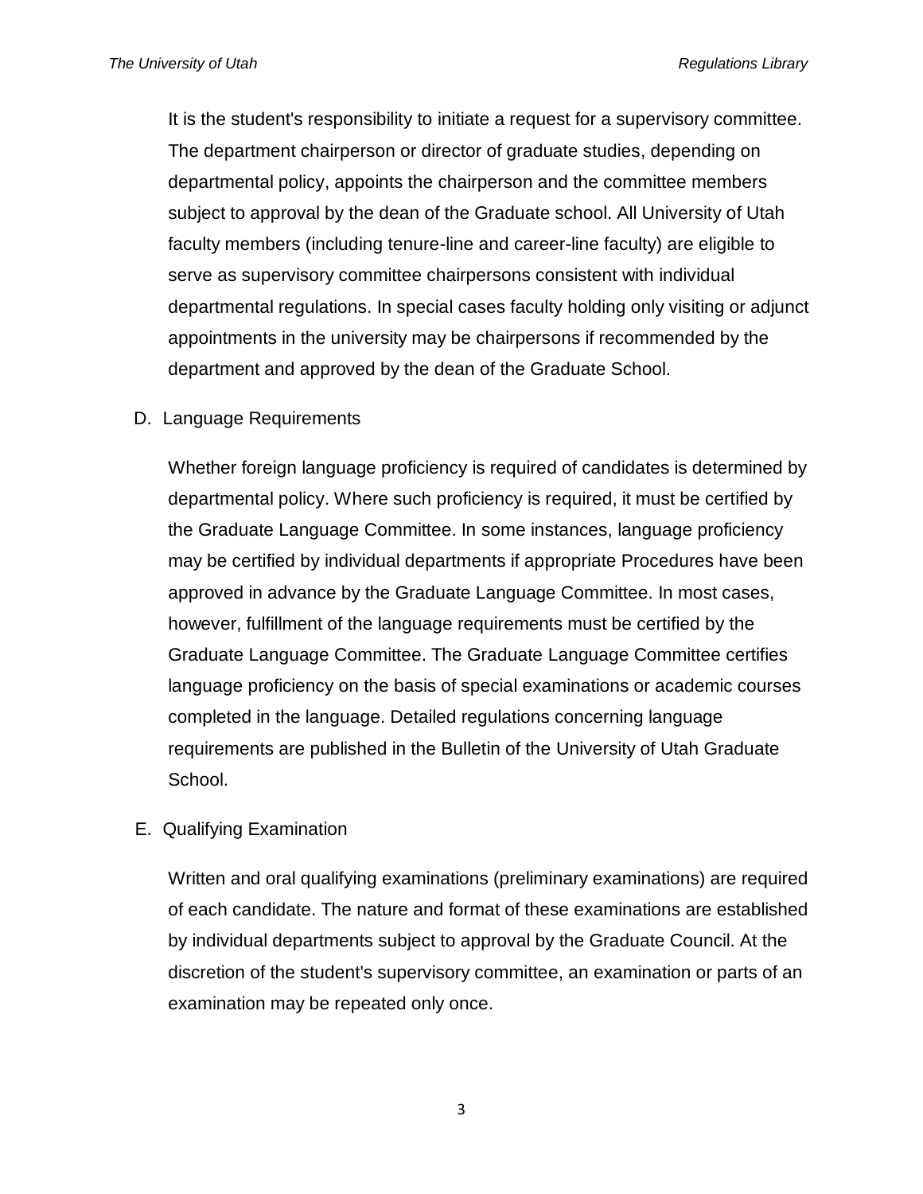It is the student's responsibility to initiate a request for a supervisory committee. The department chairperson or director of graduate studies, depending on departmental policy, appoints the chairperson and the committee members subject to approval by the dean of the Graduate school. All University of Utah faculty members (including tenure-line and career-line faculty) are eligible to serve as supervisory committee chairpersons consistent with individual departmental regulations. In special cases faculty holding only visiting or adjunct appointments in the university may be chairpersons if recommended by the department and approved by the dean of the Graduate School.

D. Language Requirements

Whether foreign language proficiency is required of candidates is determined by departmental policy. Where such proficiency is required, it must be certified by the Graduate Language Committee. In some instances, language proficiency may be certified by individual departments if appropriate Procedures have been approved in advance by the Graduate Language Committee. In most cases, however, fulfillment of the language requirements must be certified by the Graduate Language Committee. The Graduate Language Committee certifies language proficiency on the basis of special examinations or academic courses completed in the language. Detailed regulations concerning language requirements are published in the Bulletin of the University of Utah Graduate School.

E. Qualifying Examination

Written and oral qualifying examinations (preliminary examinations) are required of each candidate. The nature and format of these examinations are established by individual departments subject to approval by the Graduate Council. At the discretion of the student's supervisory committee, an examination or parts of an examination may be repeated only once.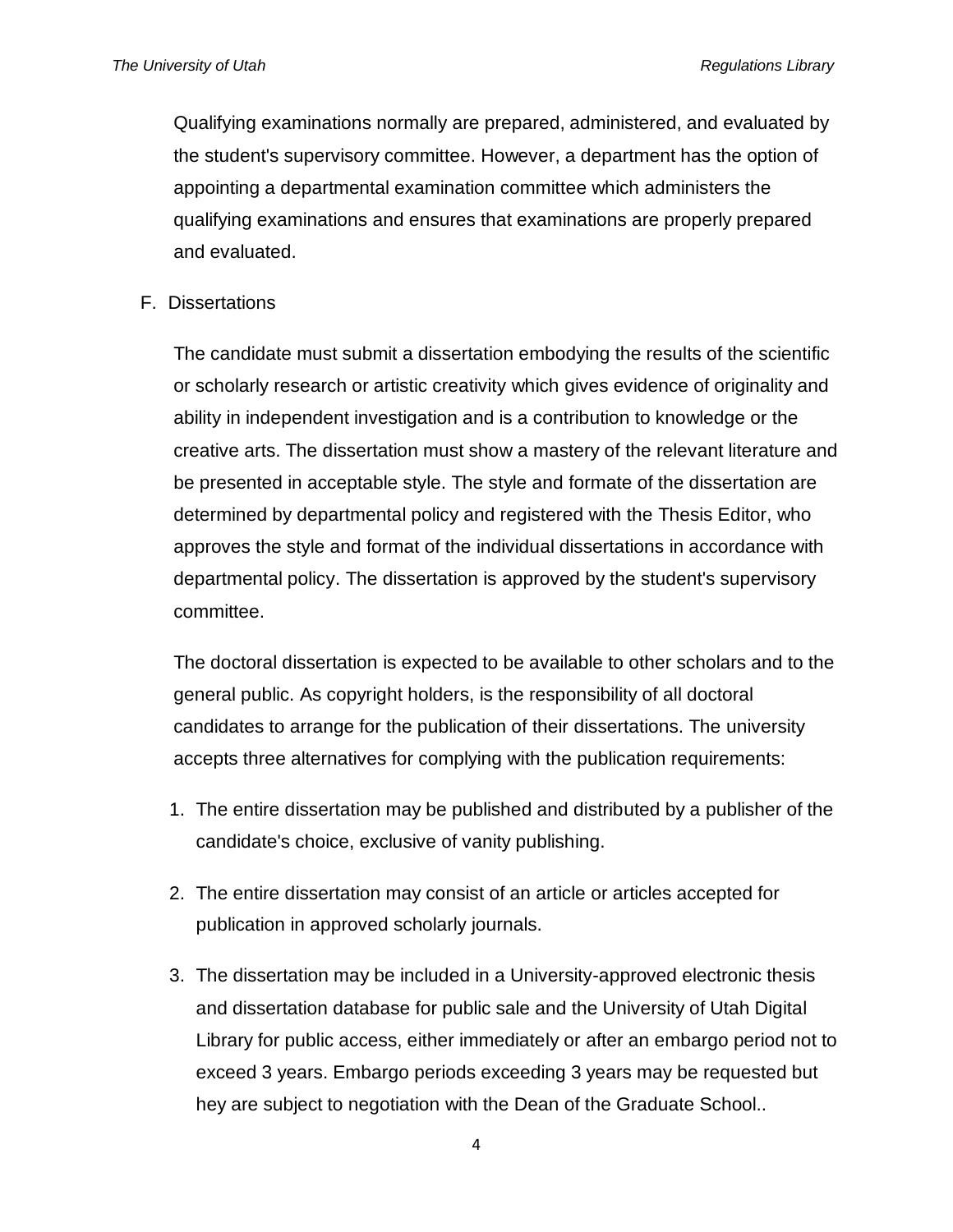Qualifying examinations normally are prepared, administered, and evaluated by the student's supervisory committee. However, a department has the option of appointing a departmental examination committee which administers the qualifying examinations and ensures that examinations are properly prepared and evaluated.

F. Dissertations

The candidate must submit a dissertation embodying the results of the scientific or scholarly research or artistic creativity which gives evidence of originality and ability in independent investigation and is a contribution to knowledge or the creative arts. The dissertation must show a mastery of the relevant literature and be presented in acceptable style. The style and formate of the dissertation are determined by departmental policy and registered with the Thesis Editor, who approves the style and format of the individual dissertations in accordance with departmental policy. The dissertation is approved by the student's supervisory committee.

The doctoral dissertation is expected to be available to other scholars and to the general public. As copyright holders, is the responsibility of all doctoral candidates to arrange for the publication of their dissertations. The university accepts three alternatives for complying with the publication requirements:

1. The entire dissertation may be published and distributed by a publisher of the candidate's choice, exclusive of vanity publishing.

2. The entire dissertation may consist of an article or articles accepted for publication in approved scholarly journals.

3. The dissertation may be included in a University-approved electronic thesis and dissertation database for public sale and the University of Utah Digital Library for public access, either immediately or after an embargo period not to exceed 3 years. Embargo periods exceeding 3 years may be requested but hey are subject to negotiation with the Dean of the Graduate School..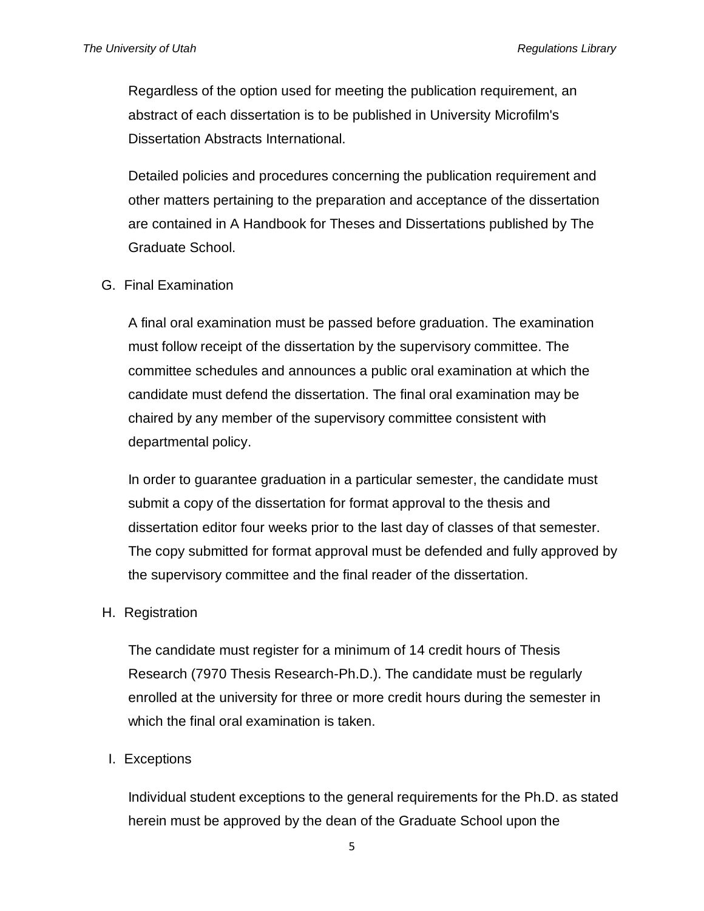Regardless of the option used for meeting the publication requirement, an abstract of each dissertation is to be published in University Microfilm's Dissertation Abstracts International.

Detailed policies and procedures concerning the publication requirement and other matters pertaining to the preparation and acceptance of the dissertation are contained in A Handbook for Theses and Dissertations published by The Graduate School.

G. Final Examination

A final oral examination must be passed before graduation. The examination must follow receipt of the dissertation by the supervisory committee. The committee schedules and announces a public oral examination at which the candidate must defend the dissertation. The final oral examination may be chaired by any member of the supervisory committee consistent with departmental policy.

In order to guarantee graduation in a particular semester, the candidate must submit a copy of the dissertation for format approval to the thesis and dissertation editor four weeks prior to the last day of classes of that semester. The copy submitted for format approval must be defended and fully approved by the supervisory committee and the final reader of the dissertation.

H. Registration

The candidate must register for a minimum of 14 credit hours of Thesis Research (7970 Thesis Research-Ph.D.). The candidate must be regularly enrolled at the university for three or more credit hours during the semester in which the final oral examination is taken.

I. Exceptions

Individual student exceptions to the general requirements for the Ph.D. as stated herein must be approved by the dean of the Graduate School upon the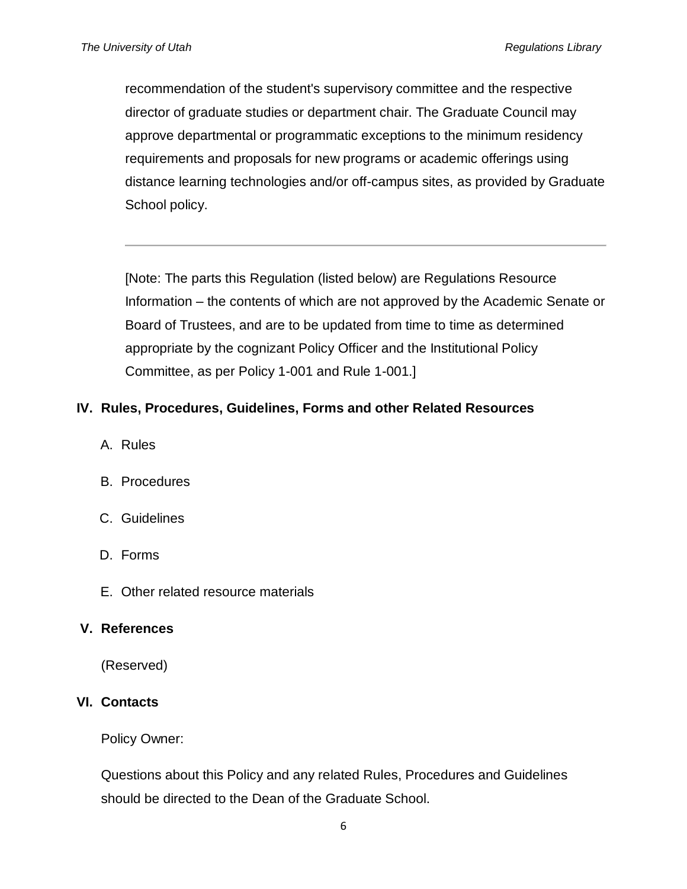recommendation of the student's supervisory committee and the respective director of graduate studies or department chair. The Graduate Council may approve departmental or programmatic exceptions to the minimum residency requirements and proposals for new programs or academic offerings using distance learning technologies and/or off-campus sites, as provided by Graduate School policy.

---

[Note: The parts this Regulation (listed below) are Regulations Resource Information – the contents of which are not approved by the Academic Senate or Board of Trustees, and are to be updated from time to time as determined appropriate by the cognizant Policy Officer and the Institutional Policy Committee, as per Policy 1-001 and Rule 1-001.]

## IV. Rules, Procedures, Guidelines, Forms and other Related Resources

A. Rules

B. Procedures

C. Guidelines

D. Forms

E. Other related resource materials

## V. References

(Reserved)

## VI. Contacts

Policy Owner:

Questions about this Policy and any related Rules, Procedures and Guidelines should be directed to the Dean of the Graduate School.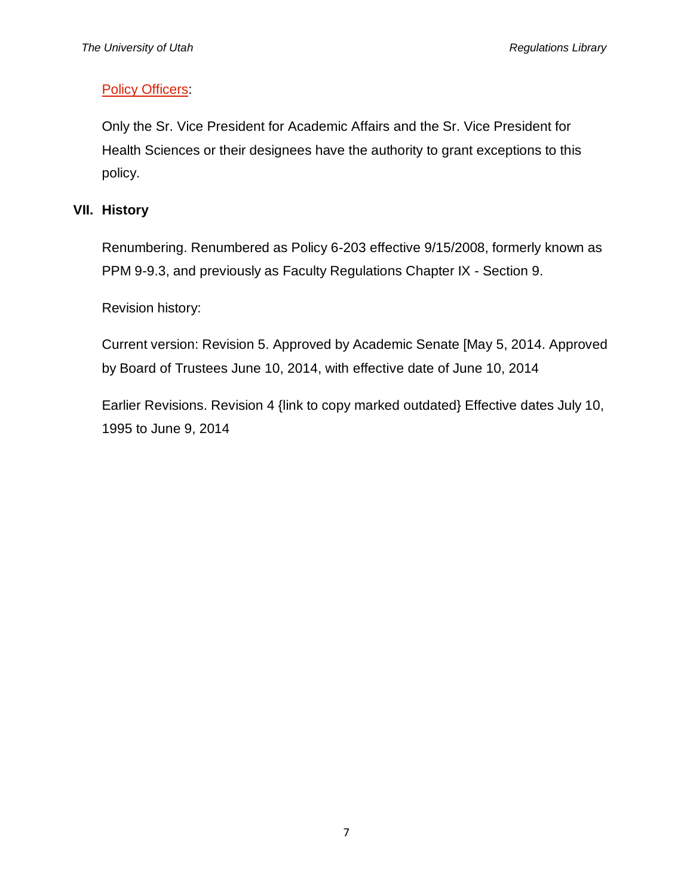Policy Officers:

Only the Sr. Vice President for Academic Affairs and the Sr. Vice President for Health Sciences or their designees have the authority to grant exceptions to this policy.

## VII. History

Renumbering. Renumbered as Policy 6-203 effective 9/15/2008, formerly known as PPM 9-9.3, and previously as Faculty Regulations Chapter IX - Section 9.

Revision history:

Current version: Revision 5. Approved by Academic Senate [May 5, 2014. Approved by Board of Trustees June 10, 2014, with effective date of June 10, 2014

Earlier Revisions. Revision 4 {link to copy marked outdated} Effective dates July 10, 1995 to June 9, 2014